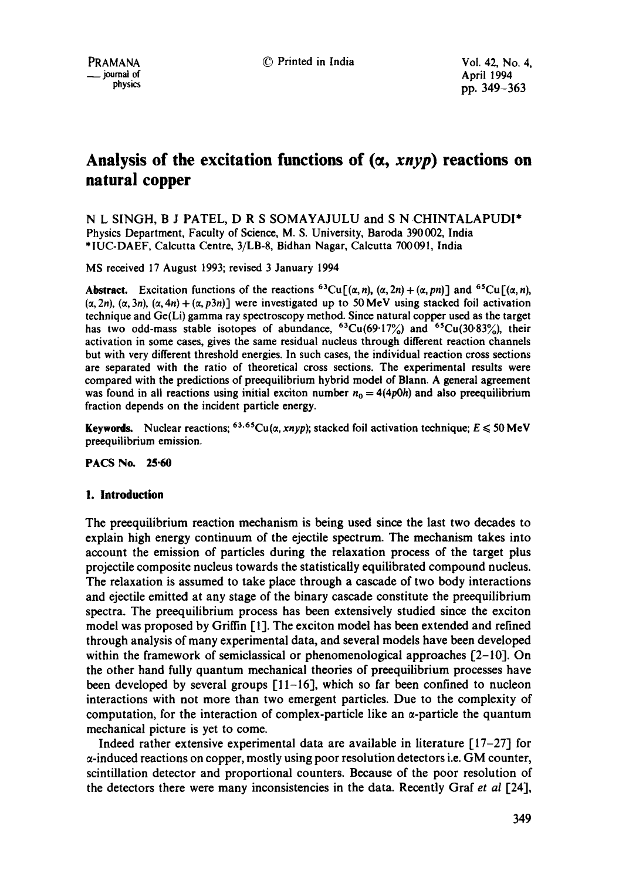# Analysis of the excitation functions of ($\alpha$, $xnyp$) reactions on natural copper

N L SINGH, B J PATEL, D R S SOMAYAJULU and S N CHINTALAPUDI*

Physics Department, Faculty of Science, M. S. University, Baroda 390002, India

*IUC-DAEF, Calcutta Centre, 3/LB-8, Bidhan Nagar, Calcutta 700091, India

MS received 17 August 1993; revised 3 January 1994

**Abstract.** Excitation functions of the reactions $^{63}$Cu[($\alpha$, $n$), ($\alpha$, $2n$) + ($\alpha$, $pn$)] and $^{65}$Cu[($\alpha$, $n$), ($\alpha$, $2n$), ($\alpha$, $3n$), ($\alpha$, $4n$) + ($\alpha$, $p3n$)] were investigated up to 50 MeV using stacked foil activation technique and Ge(Li) gamma ray spectroscopy method. Since natural copper used as the target has two odd-mass stable isotopes of abundance, $^{63}$Cu(69·17%) and $^{65}$Cu(30·83%), their activation in some cases, gives the same residual nucleus through different reaction channels but with very different threshold energies. In such cases, the individual reaction cross sections are separated with the ratio of theoretical cross sections. The experimental results were compared with the predictions of preequilibrium hybrid model of Blann. A general agreement was found in all reactions using initial exciton number $n_0 = 4(4p0h)$ and also preequilibrium fraction depends on the incident particle energy.

**Keywords.** Nuclear reactions; $^{63,65}$Cu($\alpha$, $xnyp$); stacked foil activation technique; $E \leqslant 50$ MeV preequilibrium emission.

**PACS No. 25·60**

## 1. Introduction

The preequilibrium reaction mechanism is being used since the last two decades to explain high energy continuum of the ejectile spectrum. The mechanism takes into account the emission of particles during the relaxation process of the target plus projectile composite nucleus towards the statistically equilibrated compound nucleus. The relaxation is assumed to take place through a cascade of two body interactions and ejectile emitted at any stage of the binary cascade constitute the preequilibrium spectra. The preequilibrium process has been extensively studied since the exciton model was proposed by Griffin [1]. The exciton model has been extended and refined through analysis of many experimental data, and several models have been developed within the framework of semiclassical or phenomenological approaches [2–10]. On the other hand fully quantum mechanical theories of preequilibrium processes have been developed by several groups [11–16], which so far been confined to nucleon interactions with not more than two emergent particles. Due to the complexity of computation, for the interaction of complex-particle like an $\alpha$-particle the quantum mechanical picture is yet to come.

Indeed rather extensive experimental data are available in literature [17–27] for $\alpha$-induced reactions on copper, mostly using poor resolution detectors i.e. GM counter, scintillation detector and proportional counters. Because of the poor resolution of the detectors there were many inconsistencies in the data. Recently Graf *et al* [24],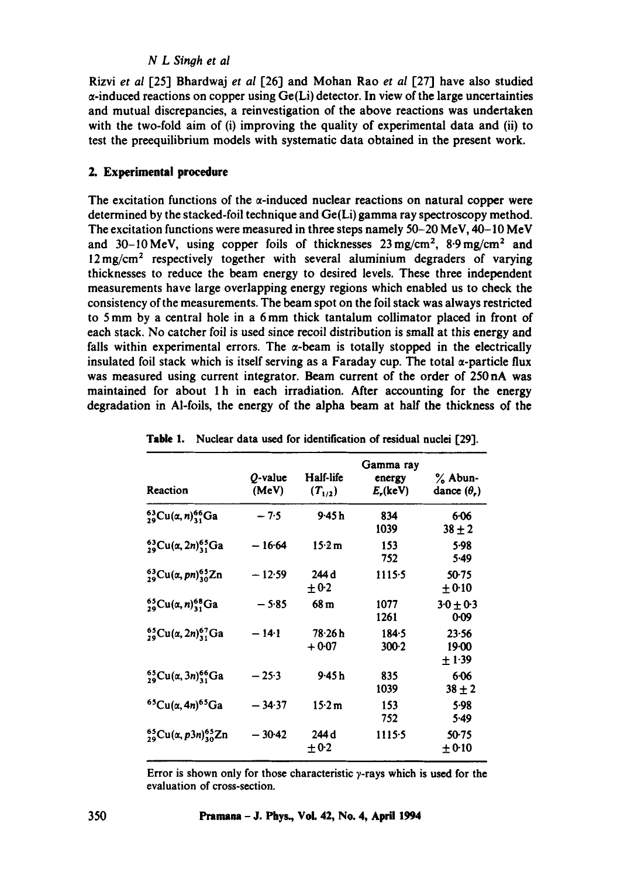Rizvi *et al* [25] Bhardwaj *et al* [26] and Mohan Rao *et al* [27] have also studied $\alpha$-induced reactions on copper using Ge(Li) detector. In view of the large uncertainties and mutual discrepancies, a reinvestigation of the above reactions was undertaken with the two-fold aim of (i) improving the quality of experimental data and (ii) to test the preequilibrium models with systematic data obtained in the present work.

## 2. Experimental procedure

The excitation functions of the $\alpha$-induced nuclear reactions on natural copper were determined by the stacked-foil technique and Ge(Li) gamma ray spectroscopy method. The excitation functions were measured in three steps namely 50–20 MeV, 40–10 MeV and 30–10 MeV, using copper foils of thicknesses $23\,mg/cm^2$, $8.9\,mg/cm^2$ and $12\,mg/cm^2$ respectively together with several aluminium degraders of varying thicknesses to reduce the beam energy to desired levels. These three independent measurements have large overlapping energy regions which enabled us to check the consistency of the measurements. The beam spot on the foil stack was always restricted to 5 mm by a central hole in a 6 mm thick tantalum collimator placed in front of each stack. No catcher foil is used since recoil distribution is small at this energy and falls within experimental errors. The $\alpha$-beam is totally stopped in the electrically insulated foil stack which is itself serving as a Faraday cup. The total $\alpha$-particle flux was measured using current integrator. Beam current of the order of 250 nA was maintained for about 1 h in each irradiation. After accounting for the energy degradation in Al-foils, the energy of the alpha beam at half the thickness of the

**Table 1.** Nuclear data used for identification of residual nuclei [29].

| Reaction | $Q$-value (MeV) | Half-life ($T_{1/2}$) | Gamma ray energy $E_\gamma$(keV) | % Abundance ($\theta_\gamma$) |
|---|---|---|---|---|
| $^{63}_{29}Cu(\alpha, n)^{66}_{31}Ga$ | −7.5 | 9.45 h | 834 | 6.06 |
| | | | 1039 | $38 \pm 2$ |
| $^{63}_{29}Cu(\alpha, 2n)^{65}_{31}Ga$ | −16.64 | 15.2 m | 153 | 5.98 |
| | | | 752 | 5.49 |
| $^{63}_{29}Cu(\alpha, pn)^{65}_{30}Zn$ | −12.59 | 244 d | 1115.5 | 50.75 |
| | | $\pm 0.2$ | | $\pm 0.10$ |
| $^{65}_{29}Cu(\alpha, n)^{68}_{31}Ga$ | −5.85 | 68 m | 1077 | $3.0 \pm 0.3$ |
| | | | 1261 | 0.09 |
| $^{65}_{29}Cu(\alpha, 2n)^{67}_{31}Ga$ | −14.1 | 78.26 h | 184.5 | 23.56 |
| | | $+0.07$ | 300.2 | 19.00 |
| | | | | $\pm 1.39$ |
| $^{65}_{29}Cu(\alpha, 3n)^{66}_{31}Ga$ | −25.3 | 9.45 h | 835 | 6.06 |
| | | | 1039 | $38 \pm 2$ |
| $^{65}Cu(\alpha, 4n)^{65}Ga$ | −34.37 | 15.2 m | 153 | 5.98 |
| | | | 752 | 5.49 |
| $^{65}_{29}Cu(\alpha, p3n)^{65}_{30}Zn$ | −30.42 | 244 d | 1115.5 | 50.75 |
| | | $\pm 0.2$ | | $\pm 0.10$ |

Error is shown only for those characteristic $\gamma$-rays which is used for the evaluation of cross-section.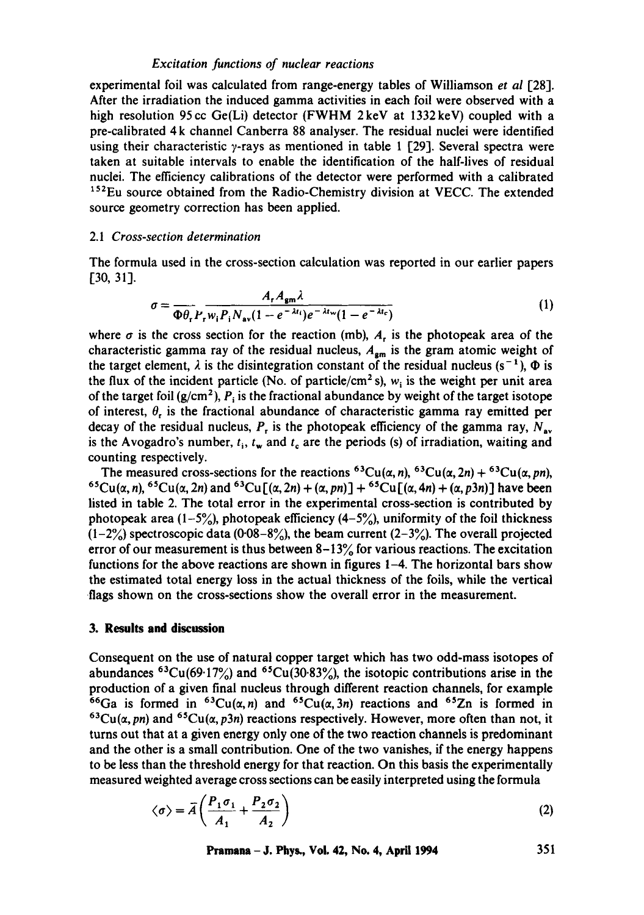experimental foil was calculated from range-energy tables of Williamson *et al* [28]. After the irradiation the induced gamma activities in each foil were observed with a high resolution 95 cc Ge(Li) detector (FWHM 2 keV at 1332 keV) coupled with a pre-calibrated 4 k channel Canberra 88 analyser. The residual nuclei were identified using their characteristic $\gamma$-rays as mentioned in table 1 [29]. Several spectra were taken at suitable intervals to enable the identification of the half-lives of residual nuclei. The efficiency calibrations of the detector were performed with a calibrated $^{152}$Eu source obtained from the Radio-Chemistry division at VECC. The extended source geometry correction has been applied.

### 2.1 *Cross-section determination*

The formula used in the cross-section calculation was reported in our earlier papers [30, 31].

$$\sigma = \frac{A_r A_{gm} \lambda}{\Phi \theta_r P_r w_i P_i N_{av} (1 - e^{-\lambda t_i}) e^{-\lambda t_w} (1 - e^{-\lambda t_c})} \tag{1}$$

where $\sigma$ is the cross section for the reaction (mb), $A_r$ is the photopeak area of the characteristic gamma ray of the residual nucleus, $A_{gm}$ is the gram atomic weight of the target element, $\lambda$ is the disintegration constant of the residual nucleus ($s^{-1}$), $\Phi$ is the flux of the incident particle (No. of particle/cm$^2$ s), $w_i$ is the weight per unit area of the target foil (g/cm$^2$), $P_i$ is the fractional abundance by weight of the target isotope of interest, $\theta_r$ is the fractional abundance of characteristic gamma ray emitted per decay of the residual nucleus, $P_r$ is the photopeak efficiency of the gamma ray, $N_{av}$ is the Avogadro's number, $t_i$, $t_w$ and $t_c$ are the periods (s) of irradiation, waiting and counting respectively.

The measured cross-sections for the reactions $^{63}$Cu($\alpha$, $n$), $^{63}$Cu($\alpha$, $2n$) + $^{63}$Cu($\alpha$, $pn$), $^{65}$Cu($\alpha$, $n$), $^{65}$Cu($\alpha$, $2n$) and $^{63}$Cu[($\alpha$, $2n$) + ($\alpha$, $pn$)] + $^{65}$Cu[($\alpha$, $4n$) + ($\alpha$, $p3n$)] have been listed in table 2. The total error in the experimental cross-section is contributed by photopeak area (1–5%), photopeak efficiency (4–5%), uniformity of the foil thickness (1–2%) spectroscopic data (0·08–8%), the beam current (2–3%). The overall projected error of our measurement is thus between 8–13% for various reactions. The excitation functions for the above reactions are shown in figures 1–4. The horizontal bars show the estimated total energy loss in the actual thickness of the foils, while the vertical flags shown on the cross-sections show the overall error in the measurement.

## 3. Results and discussion

Consequent on the use of natural copper target which has two odd-mass isotopes of abundances $^{63}$Cu(69·17%) and $^{65}$Cu(30·83%), the isotopic contributions arise in the production of a given final nucleus through different reaction channels, for example $^{66}$Ga is formed in $^{63}$Cu($\alpha$, $n$) and $^{65}$Cu($\alpha$, $3n$) reactions and $^{65}$Zn is formed in $^{63}$Cu($\alpha$, $pn$) and $^{65}$Cu($\alpha$, $p3n$) reactions respectively. However, more often than not, it turns out that at a given energy only one of the two reaction channels is predominant and the other is a small contribution. One of the two vanishes, if the energy happens to be less than the threshold energy for that reaction. On this basis the experimentally measured weighted average cross sections can be easily interpreted using the formula

$$\langle \sigma \rangle = \bar{A} \left( \frac{P_1 \sigma_1}{A_1} + \frac{P_2 \sigma_2}{A_2} \right) \tag{2}$$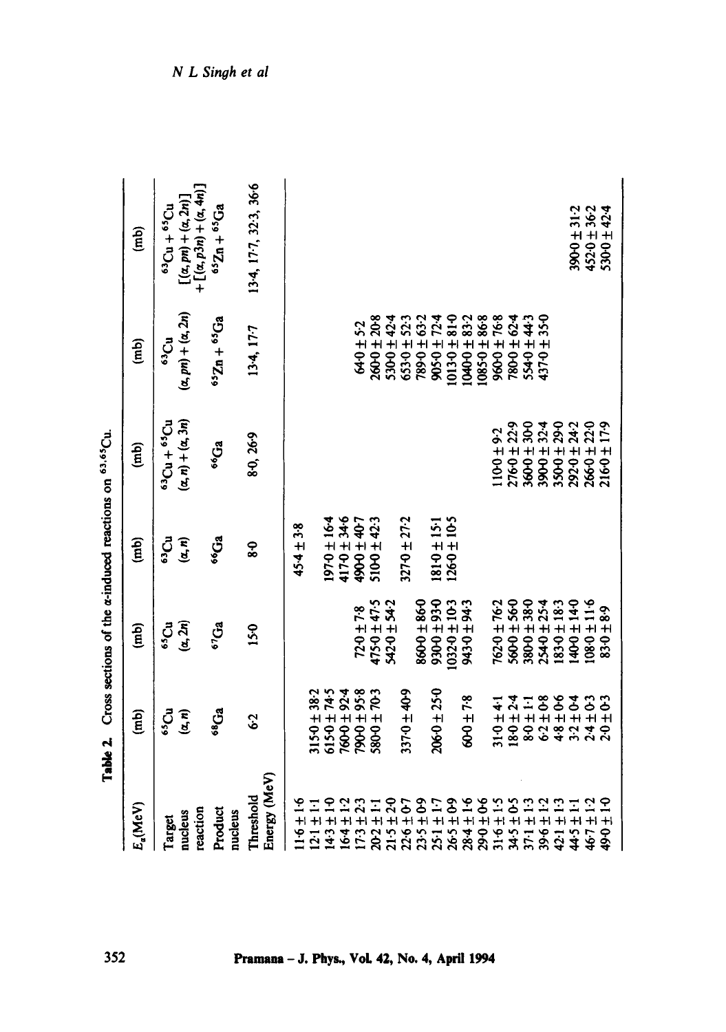**Table 2.** Cross sections of the α-induced reactions on $^{63,65}Cu$.

| $E_\alpha$(MeV) | (mb) | (mb) | (mb) | (mb) | (mb) | (mb) |
|---|---|---|---|---|---|---|
| Target nucleus reaction | $^{65}Cu$ $(\alpha, n)$ | $^{65}Cu$ $(\alpha, 2n)$ | $^{63}Cu$ $(\alpha, n)$ | $^{63}Cu + ^{65}Cu$ $(\alpha, n) + (\alpha, 3n)$ | $^{63}Cu$ $(\alpha, pn) + (\alpha, 2n)$ | $^{63}Cu + ^{65}Cu$ $[(\alpha, pn) + (\alpha, 2n)]$ $+ [(\alpha, p3n) + (\alpha, 4n)]$ |
| Product nucleus | $^{68}Ga$ | $^{67}Ga$ | $^{66}Ga$ | $^{66}Ga$ | $^{65}Zn + ^{65}Ga$ | $^{65}Zn + ^{65}Ga$ |
| Threshold Energy (MeV) | 6·2 | 15·0 | 8·0 | 8·0, 26·9 | 13·4, 17·7 | 13·4, 17·7, 32·3, 36·6 |
| 11·6 ± 1·6 | | | 45·4 ± 3·8 | | | |
| 12·1 ± 1·1 | 315·0 ± 38·2 | | | | | |
| 14·3 ± 1·0 | 615·0 ± 74·5 | | 197·0 ± 16·4 | | | |
| 16·4 ± 1·2 | 760·0 ± 92·4 | | 417·0 ± 34·6 | | | |
| 17·3 ± 2·3 | 790·0 ± 95·8 | 72·0 ± 7·8 | 490·0 ± 40·7 | | | |
| 20·2 ± 1·1 | 580·0 ± 70·3 | 475·0 ± 47·5 | 510·0 ± 42·3 | | 64·0 ± 5·2 | |
| 21·5 ± 2·0 | | 542·0 ± 54·2 | | | 260·0 ± 20·8 | |
| 22·6 ± 0·7 | 337·0 ± 40·9 | | 327·0 ± 27·2 | | 530·0 ± 42·4 | |
| 23·5 ± 0·9 | | 860·0 ± 86·0 | | | 653·0 ± 52·3 | |
| 25·1 ± 1·7 | 206·0 ± 25·0 | 930·0 ± 93·0 | 181·0 ± 15·1 | | 789·0 ± 63·2 | |
| 26·5 ± 0·9 | | 1032·0 ± 10·3 | 126·0 ± 10·5 | | 905·0 ± 72·4 | |
| 28·4 ± 1·6 | 60·0 ± 7·8 | 943·0 ± 94·3 | | | 1013·0 ± 81·0 | |
| 29·0 ± 0·6 | | | | | 1040·0 ± 83·2 | |
| 31·6 ± 1·5 | 31·0 ± 4·1 | 762·0 ± 76·2 | | 110·0 ± 9·2 | 1085·0 ± 86·8 | |
| 34·5 ± 0·5 | 18·0 ± 2·4 | 560·0 ± 56·0 | | 276·0 ± 22·9 | 960·0 ± 76·8 | |
| 37·1 ± 1·3 | 8·0 ± 1·1 | 380·0 ± 38·0 | | 360·0 ± 30·0 | 780·0 ± 62·4 | |
| 39·6 ± 1·2 | 6·2 ± 0·8 | 254·0 ± 25·4 | | 390·0 ± 32·4 | 554·0 ± 44·3 | |
| 42·1 ± 1·3 | 4·8 ± 0·6 | 183·0 ± 18·3 | | 350·0 ± 29·0 | 437·0 ± 35·0 | |
| 44·5 ± 1·1 | 3·2 ± 0·4 | 140·0 ± 14·0 | | 292·0 ± 24·2 | | 390·0 ± 31·2 |
| 46·7 ± 1·2 | 2·4 ± 0·3 | 108·0 ± 11·6 | | 266·0 ± 22·0 | | 452·0 ± 36·2 |
| 49·0 ± 1·0 | 2·0 ± 0·3 | 83·0 ± 8·9 | | 216·0 ± 17·9 | | 530·0 ± 42·4 |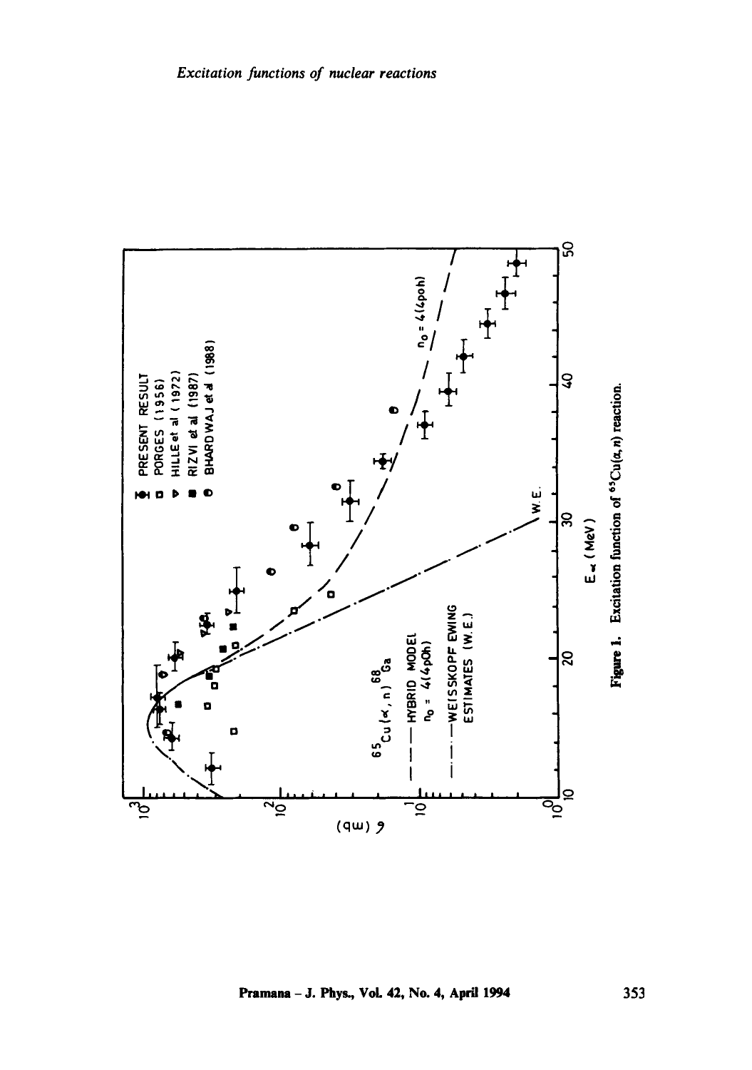Figure 1. Excitation function of $^{65}Cu(\alpha, n)$ reaction.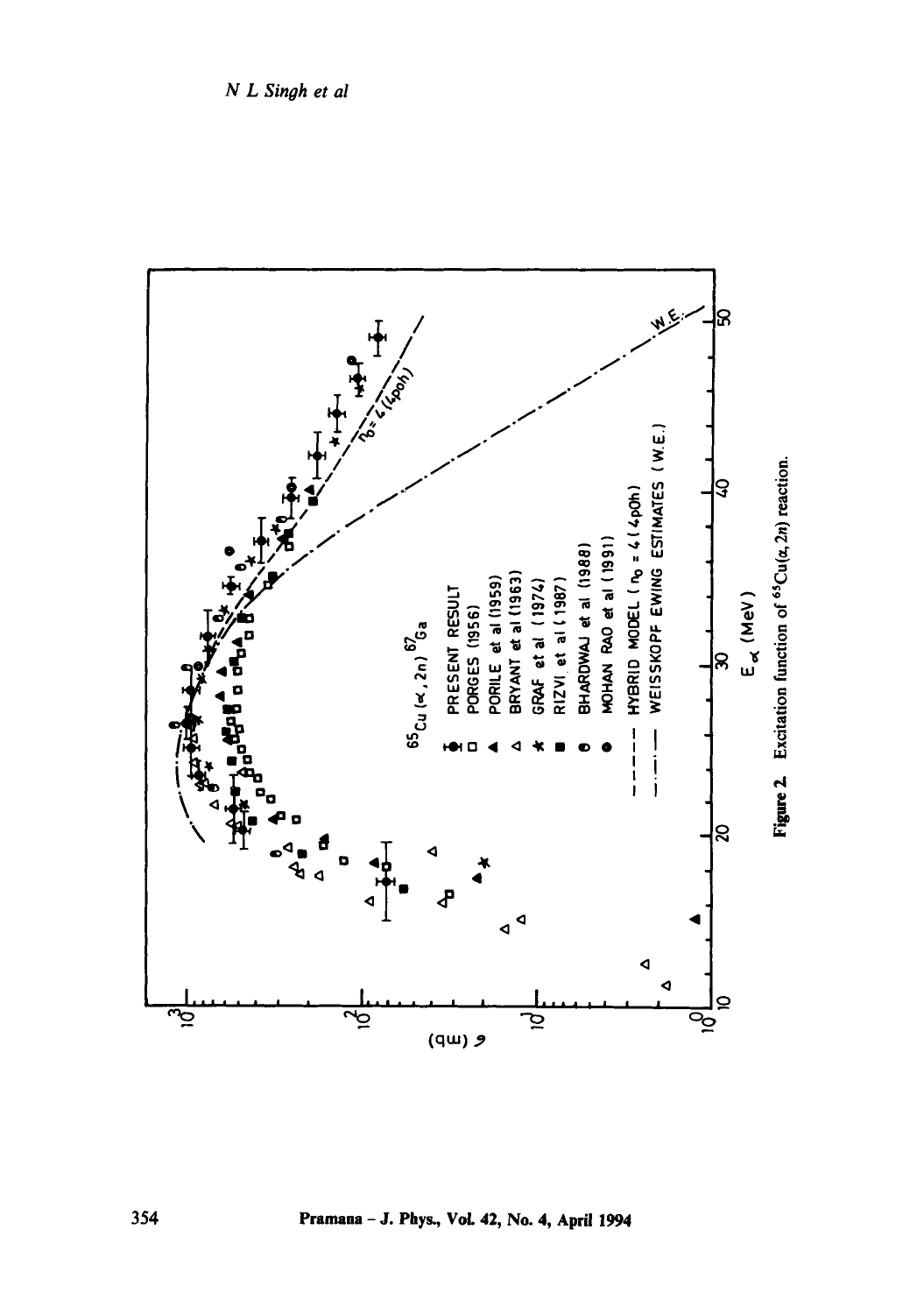**Figure 2.** Excitation function of $^{65}Cu(\alpha, 2n)$ reaction.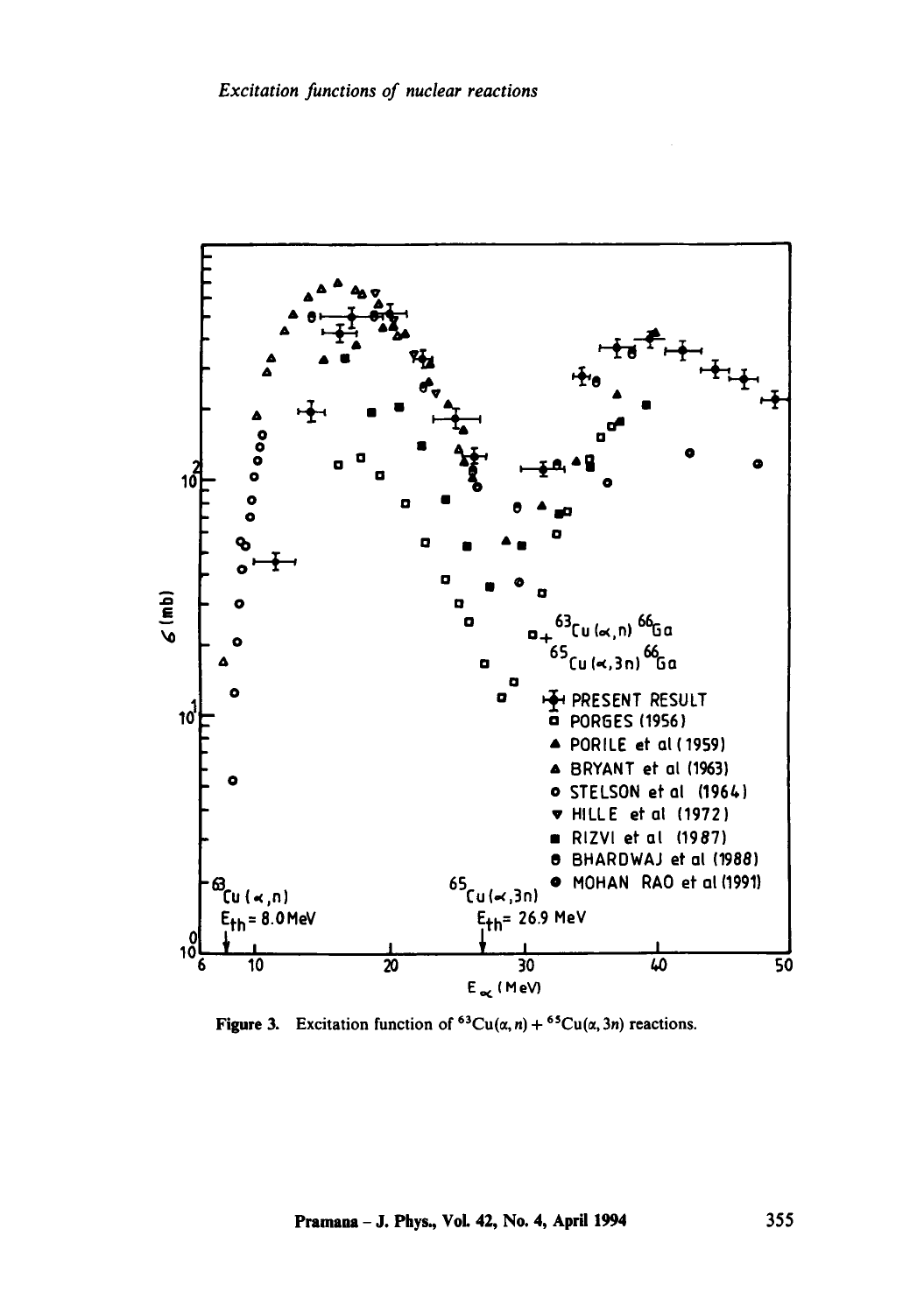Figure 3. Excitation function of $^{63}Cu(\alpha, n) + ^{65}Cu(\alpha, 3n)$ reactions.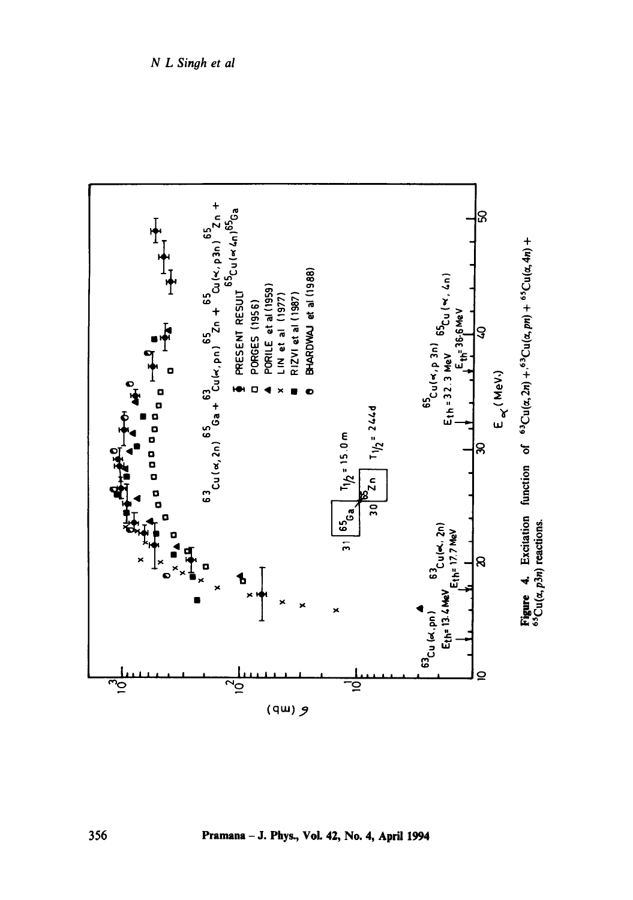**Figure 4.** Excitation function of $^{63}Cu(\alpha, 2n) + {}^{63}Cu(\alpha, pn) + {}^{65}Cu(\alpha, 4n) + {}^{65}Cu(\alpha, p3n)$ reactions.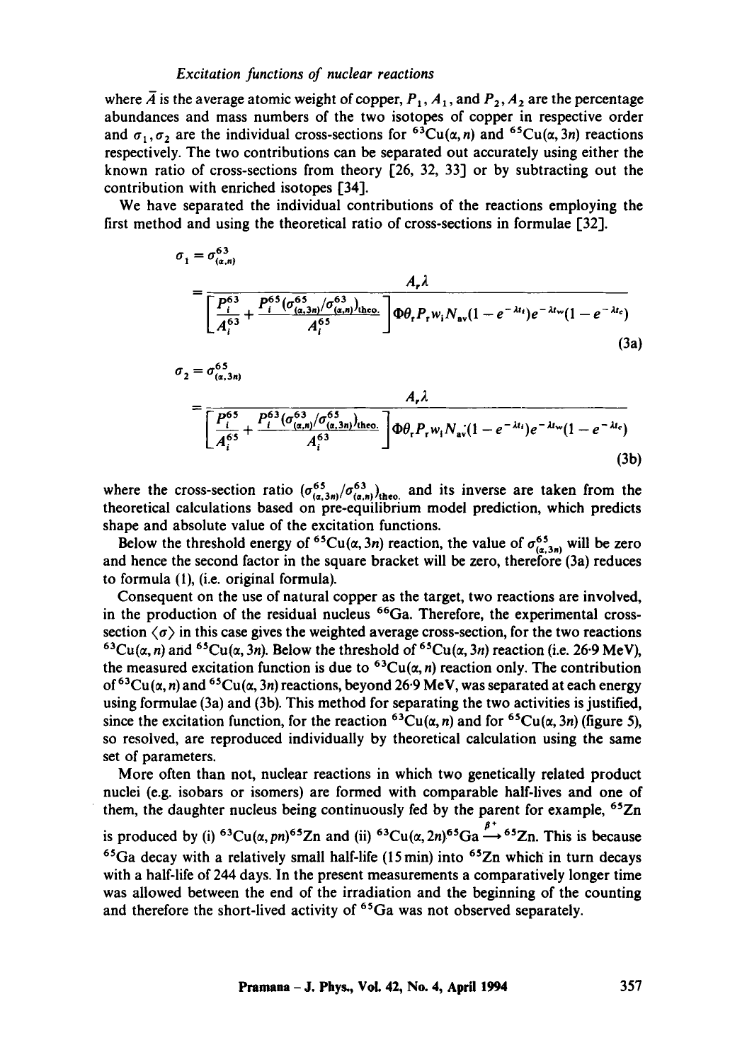where $\bar{A}$ is the average atomic weight of copper, $P_1$, $A_1$, and $P_2$, $A_2$ are the percentage abundances and mass numbers of the two isotopes of copper in respective order and $\sigma_1, \sigma_2$ are the individual cross-sections for $^{63}Cu(\alpha, n)$ and $^{65}Cu(\alpha, 3n)$ reactions respectively. The two contributions can be separated out accurately using either the known ratio of cross-sections from theory [26, 32, 33] or by subtracting out the contribution with enriched isotopes [34].

We have separated the individual contributions of the reactions employing the first method and using the theoretical ratio of cross-sections in formulae [32].

$$\sigma_1 = \sigma^{63}_{(\alpha,n)} = \frac{A_r \lambda}{\left[\frac{P_i^{63}}{A_i^{63}} + \frac{P_i^{65}(\sigma^{65}_{(\alpha,3n)}/\sigma^{63}_{(\alpha,n)})_{\text{theo.}}}{A_i^{65}}\right]\Phi\theta_r P_r w_i N_{av}(1-e^{-\lambda t_i})e^{-\lambda t_w}(1-e^{-\lambda t_c})} \tag{3a}$$

$$\sigma_2 = \sigma^{65}_{(\alpha,3n)} = \frac{A_r \lambda}{\left[\frac{P_i^{65}}{A_i^{65}} + \frac{P_i^{63}(\sigma^{63}_{(\alpha,n)}/\sigma^{65}_{(\alpha,3n)})_{\text{theo.}}}{A_i^{63}}\right]\Phi\theta_r P_r w_i N_{av}(1-e^{-\lambda t_i})e^{-\lambda t_w}(1-e^{-\lambda t_c})} \tag{3b}$$

where the cross-section ratio $(\sigma^{65}_{(\alpha,3n)}/\sigma^{63}_{(\alpha,n)})_{\text{theo.}}$ and its inverse are taken from the theoretical calculations based on pre-equilibrium model prediction, which predicts shape and absolute value of the excitation functions.

Below the threshold energy of $^{65}Cu(\alpha, 3n)$ reaction, the value of $\sigma^{65}_{(\alpha,3n)}$ will be zero and hence the second factor in the square bracket will be zero, therefore (3a) reduces to formula (1), (i.e. original formula).

Consequent on the use of natural copper as the target, two reactions are involved, in the production of the residual nucleus $^{66}Ga$. Therefore, the experimental cross-section $\langle\sigma\rangle$ in this case gives the weighted average cross-section, for the two reactions $^{63}Cu(\alpha, n)$ and $^{65}Cu(\alpha, 3n)$. Below the threshold of $^{65}Cu(\alpha, 3n)$ reaction (i.e. 26·9 MeV), the measured excitation function is due to $^{63}Cu(\alpha, n)$ reaction only. The contribution of $^{63}Cu(\alpha, n)$ and $^{65}Cu(\alpha, 3n)$ reactions, beyond 26·9 MeV, was separated at each energy using formulae (3a) and (3b). This method for separating the two activities is justified, since the excitation function, for the reaction $^{63}Cu(\alpha, n)$ and for $^{65}Cu(\alpha, 3n)$ (figure 5), so resolved, are reproduced individually by theoretical calculation using the same set of parameters.

More often than not, nuclear reactions in which two genetically related product nuclei (e.g. isobars or isomers) are formed with comparable half-lives and one of them, the daughter nucleus being continuously fed by the parent for example, $^{65}Zn$ is produced by (i) $^{63}Cu(\alpha, pn)^{65}Zn$ and (ii) $^{63}Cu(\alpha, 2n)^{65}Ga \xrightarrow{\beta^+} {}^{65}Zn$. This is because $^{65}Ga$ decay with a relatively small half-life (15 min) into $^{65}Zn$ which in turn decays with a half-life of 244 days. In the present measurements a comparatively longer time was allowed between the end of the irradiation and the beginning of the counting and therefore the short-lived activity of $^{65}Ga$ was not observed separately.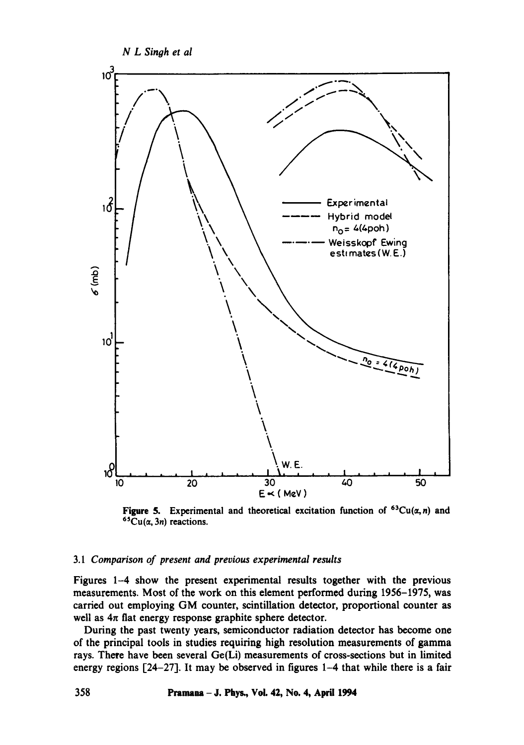Figure 5. Experimental and theoretical excitation function of $^{63}Cu(\alpha, n)$ and $^{65}Cu(\alpha, 3n)$ reactions.

### 3.1 *Comparison of present and previous experimental results*

Figures 1–4 show the present experimental results together with the previous measurements. Most of the work on this element performed during 1956–1975, was carried out employing GM counter, scintillation detector, proportional counter as well as $4\pi$ flat energy response graphite sphere detector.

During the past twenty years, semiconductor radiation detector has become one of the principal tools in studies requiring high resolution measurements of gamma rays. There have been several Ge(Li) measurements of cross-sections but in limited energy regions [24–27]. It may be observed in figures 1–4 that while there is a fair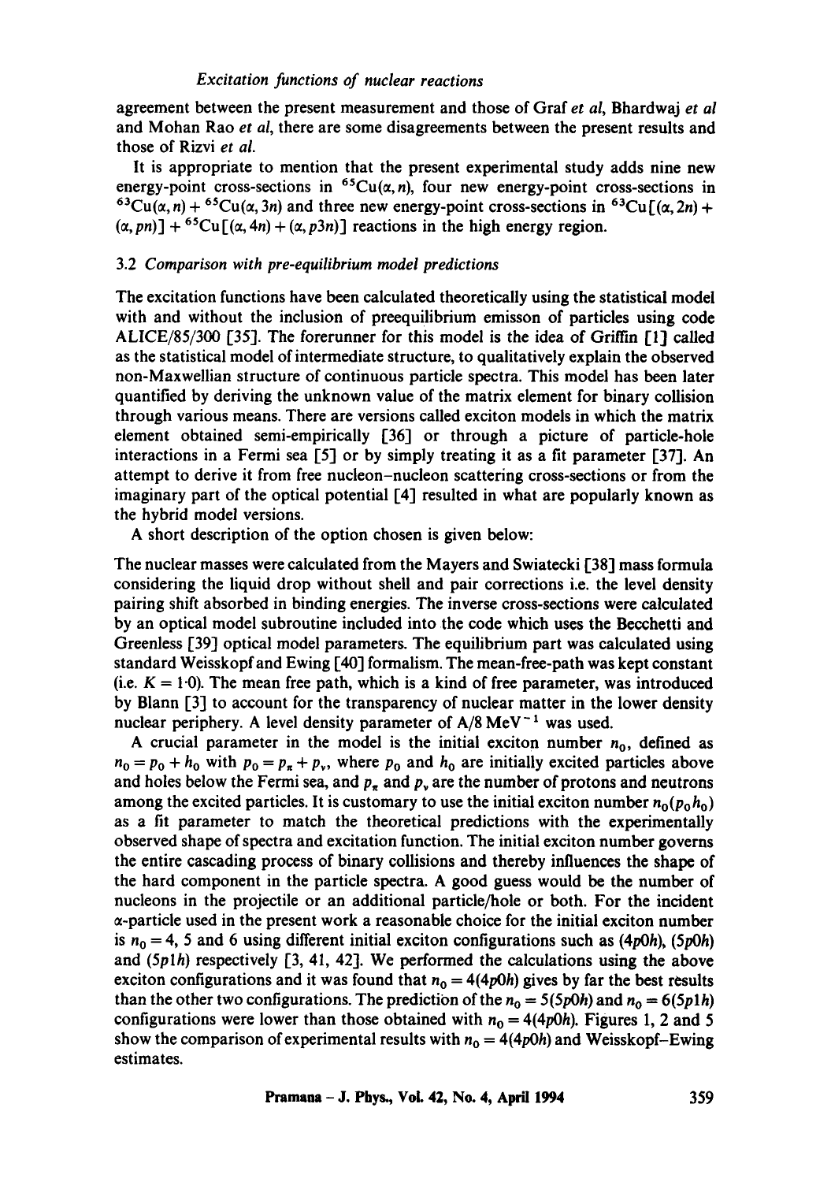agreement between the present measurement and those of Graf *et al*, Bhardwaj *et al* and Mohan Rao *et al*, there are some disagreements between the present results and those of Rizvi *et al.*

It is appropriate to mention that the present experimental study adds nine new energy-point cross-sections in $^{65}$Cu($\alpha$, $n$), four new energy-point cross-sections in $^{63}$Cu($\alpha$, $n$) + $^{65}$Cu($\alpha$, 3$n$) and three new energy-point cross-sections in $^{63}$Cu[($\alpha$, 2$n$) + ($\alpha$, $pn$)] + $^{65}$Cu[($\alpha$, 4$n$) + ($\alpha$, $p$3$n$)] reactions in the high energy region.

### 3.2 *Comparison with pre-equilibrium model predictions*

The excitation functions have been calculated theoretically using the statistical model with and without the inclusion of preequilibrium emisson of particles using code ALICE/85/300 [35]. The forerunner for this model is the idea of Griffin [1] called as the statistical model of intermediate structure, to qualitatively explain the observed non-Maxwellian structure of continuous particle spectra. This model has been later quantified by deriving the unknown value of the matrix element for binary collision through various means. There are versions called exciton models in which the matrix element obtained semi-empirically [36] or through a picture of particle-hole interactions in a Fermi sea [5] or by simply treating it as a fit parameter [37]. An attempt to derive it from free nucleon–nucleon scattering cross-sections or from the imaginary part of the optical potential [4] resulted in what are popularly known as the hybrid model versions.

A short description of the option chosen is given below:

The nuclear masses were calculated from the Mayers and Swiatecki [38] mass formula considering the liquid drop without shell and pair corrections i.e. the level density pairing shift absorbed in binding energies. The inverse cross-sections were calculated by an optical model subroutine included into the code which uses the Becchetti and Greenless [39] optical model parameters. The equilibrium part was calculated using standard Weisskopf and Ewing [40] formalism. The mean-free-path was kept constant (i.e. $K = 1{\cdot}0$). The mean free path, which is a kind of free parameter, was introduced by Blann [3] to account for the transparency of nuclear matter in the lower density nuclear periphery. A level density parameter of A/8 MeV$^{-1}$ was used.

A crucial parameter in the model is the initial exciton number $n_0$, defined as $n_0 = p_0 + h_0$ with $p_0 = p_\pi + p_\nu$, where $p_0$ and $h_0$ are initially excited particles above and holes below the Fermi sea, and $p_\pi$ and $p_\nu$ are the number of protons and neutrons among the excited particles. It is customary to use the initial exciton number $n_0(p_0 h_0)$ as a fit parameter to match the theoretical predictions with the experimentally observed shape of spectra and excitation function. The initial exciton number governs the entire cascading process of binary collisions and thereby influences the shape of the hard component in the particle spectra. A good guess would be the number of nucleons in the projectile or an additional particle/hole or both. For the incident $\alpha$-particle used in the present work a reasonable choice for the initial exciton number is $n_0 = 4$, 5 and 6 using different initial exciton configurations such as (4$p$0$h$), (5$p$0$h$) and (5$p$1$h$) respectively [3, 41, 42]. We performed the calculations using the above exciton configurations and it was found that $n_0 = 4(4p0h)$ gives by far the best results than the other two configurations. The prediction of the $n_0 = 5(5p0h)$ and $n_0 = 6(5p1h)$ configurations were lower than those obtained with $n_0 = 4(4p0h)$. Figures 1, 2 and 5 show the comparison of experimental results with $n_0 = 4(4p0h)$ and Weisskopf–Ewing estimates.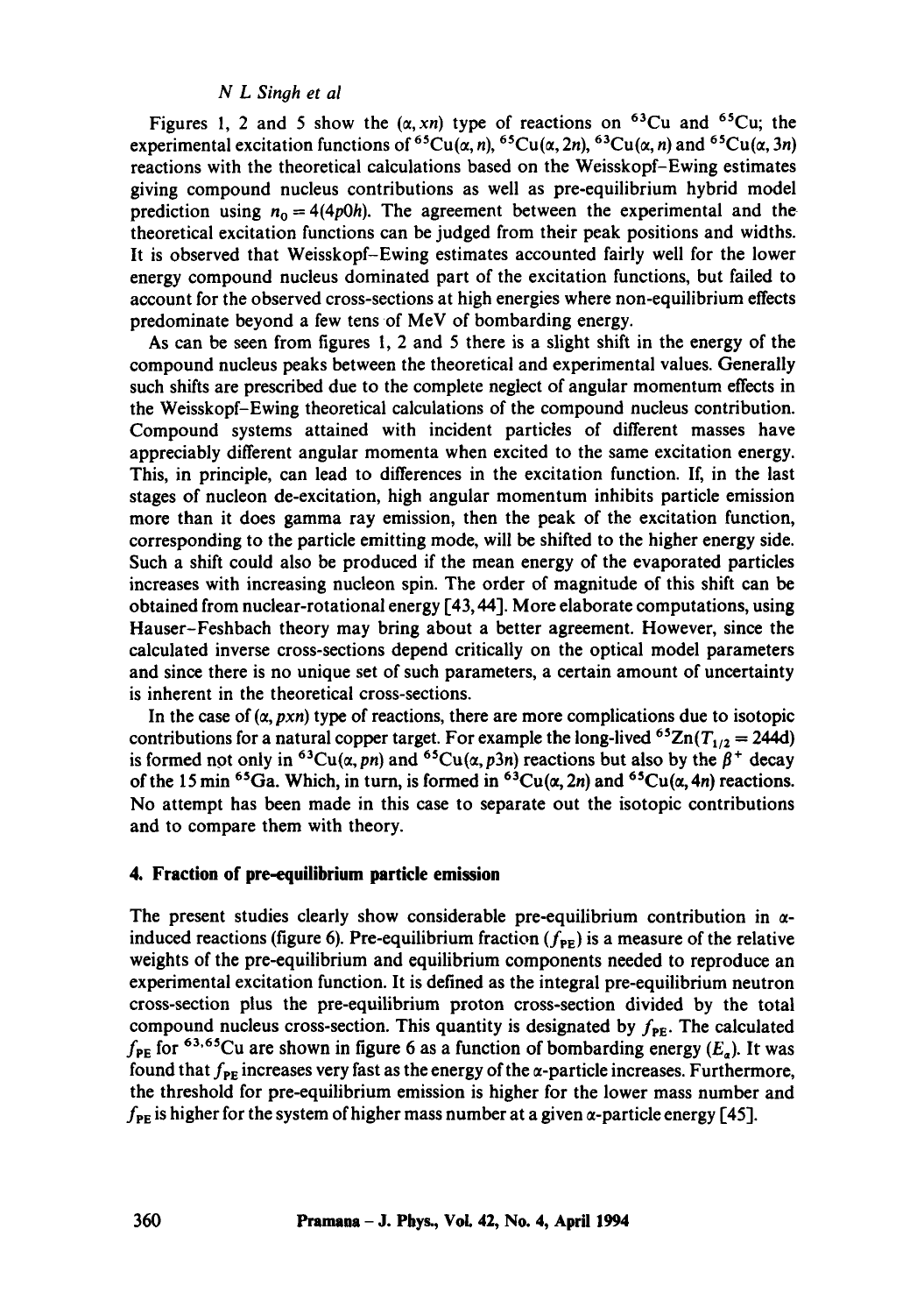Figures 1, 2 and 5 show the $(\alpha, xn)$ type of reactions on $^{63}$Cu and $^{65}$Cu; the experimental excitation functions of $^{65}$Cu$(\alpha, n)$, $^{65}$Cu$(\alpha, 2n)$, $^{63}$Cu$(\alpha, n)$ and $^{65}$Cu$(\alpha, 3n)$ reactions with the theoretical calculations based on the Weisskopf–Ewing estimates giving compound nucleus contributions as well as pre-equilibrium hybrid model prediction using $n_0 = 4(4p0h)$. The agreement between the experimental and the theoretical excitation functions can be judged from their peak positions and widths. It is observed that Weisskopf–Ewing estimates accounted fairly well for the lower energy compound nucleus dominated part of the excitation functions, but failed to account for the observed cross-sections at high energies where non-equilibrium effects predominate beyond a few tens of MeV of bombarding energy.

As can be seen from figures 1, 2 and 5 there is a slight shift in the energy of the compound nucleus peaks between the theoretical and experimental values. Generally such shifts are prescribed due to the complete neglect of angular momentum effects in the Weisskopf–Ewing theoretical calculations of the compound nucleus contribution. Compound systems attained with incident particles of different masses have appreciably different angular momenta when excited to the same excitation energy. This, in principle, can lead to differences in the excitation function. If, in the last stages of nucleon de-excitation, high angular momentum inhibits particle emission more than it does gamma ray emission, then the peak of the excitation function, corresponding to the particle emitting mode, will be shifted to the higher energy side. Such a shift could also be produced if the mean energy of the evaporated particles increases with increasing nucleon spin. The order of magnitude of this shift can be obtained from nuclear-rotational energy [43, 44]. More elaborate computations, using Hauser–Feshbach theory may bring about a better agreement. However, since the calculated inverse cross-sections depend critically on the optical model parameters and since there is no unique set of such parameters, a certain amount of uncertainty is inherent in the theoretical cross-sections.

In the case of $(\alpha, pxn)$ type of reactions, there are more complications due to isotopic contributions for a natural copper target. For example the long-lived $^{65}$Zn$(T_{1/2} = 244$d$)$ is formed not only in $^{63}$Cu$(\alpha, pn)$ and $^{65}$Cu$(\alpha, p3n)$ reactions but also by the $\beta^+$ decay of the 15 min $^{65}$Ga. Which, in turn, is formed in $^{63}$Cu$(\alpha, 2n)$ and $^{65}$Cu$(\alpha, 4n)$ reactions. No attempt has been made in this case to separate out the isotopic contributions and to compare them with theory.

## 4. Fraction of pre-equilibrium particle emission

The present studies clearly show considerable pre-equilibrium contribution in $\alpha$-induced reactions (figure 6). Pre-equilibrium fraction $(f_{PE})$ is a measure of the relative weights of the pre-equilibrium and equilibrium components needed to reproduce an experimental excitation function. It is defined as the integral pre-equilibrium neutron cross-section plus the pre-equilibrium proton cross-section divided by the total compound nucleus cross-section. This quantity is designated by $f_{PE}$. The calculated $f_{PE}$ for $^{63,65}$Cu are shown in figure 6 as a function of bombarding energy $(E_\alpha)$. It was found that $f_{PE}$ increases very fast as the energy of the $\alpha$-particle increases. Furthermore, the threshold for pre-equilibrium emission is higher for the lower mass number and $f_{PE}$ is higher for the system of higher mass number at a given $\alpha$-particle energy [45].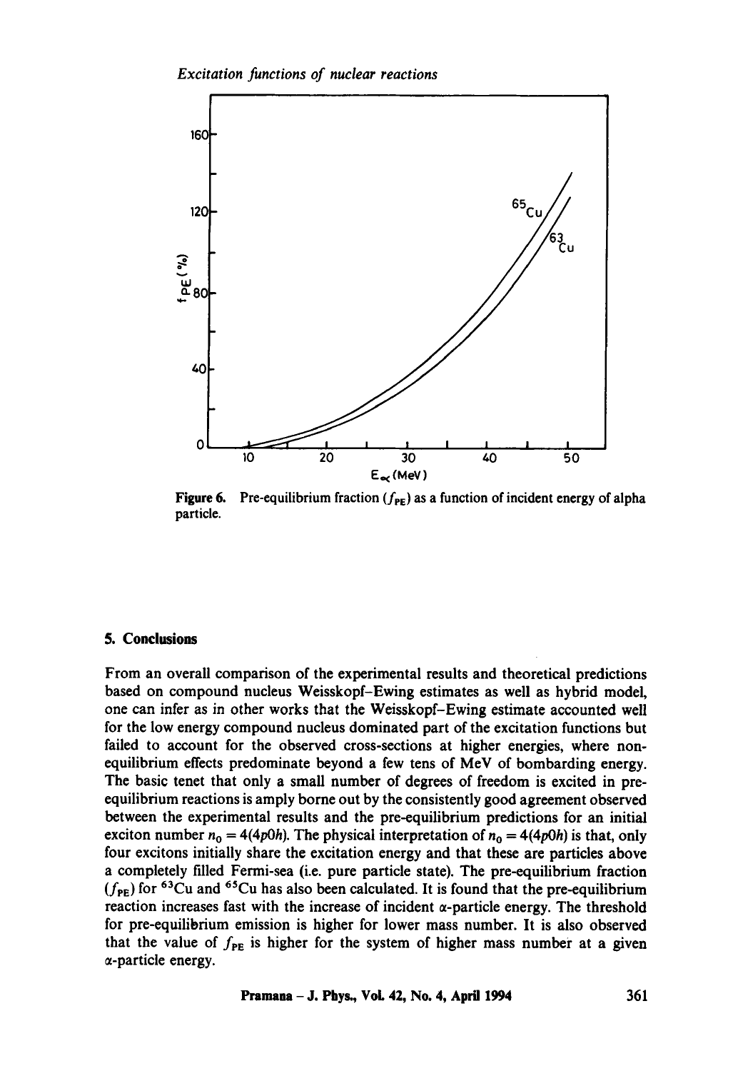Figure 6. Pre-equilibrium fraction ($f_{PE}$) as a function of incident energy of alpha particle.

## 5. Conclusions

From an overall comparison of the experimental results and theoretical predictions based on compound nucleus Weisskopf–Ewing estimates as well as hybrid model, one can infer as in other works that the Weisskopf–Ewing estimate accounted well for the low energy compound nucleus dominated part of the excitation functions but failed to account for the observed cross-sections at higher energies, where non-equilibrium effects predominate beyond a few tens of MeV of bombarding energy. The basic tenet that only a small number of degrees of freedom is excited in pre-equilibrium reactions is amply borne out by the consistently good agreement observed between the experimental results and the pre-equilibrium predictions for an initial exciton number $n_0 = 4(4p0h)$. The physical interpretation of $n_0 = 4(4p0h)$ is that, only four excitons initially share the excitation energy and that these are particles above a completely filled Fermi-sea (i.e. pure particle state). The pre-equilibrium fraction ($f_{PE}$) for $^{63}$Cu and $^{65}$Cu has also been calculated. It is found that the pre-equilibrium reaction increases fast with the increase of incident $\alpha$-particle energy. The threshold for pre-equilibrium emission is higher for lower mass number. It is also observed that the value of $f_{PE}$ is higher for the system of higher mass number at a given $\alpha$-particle energy.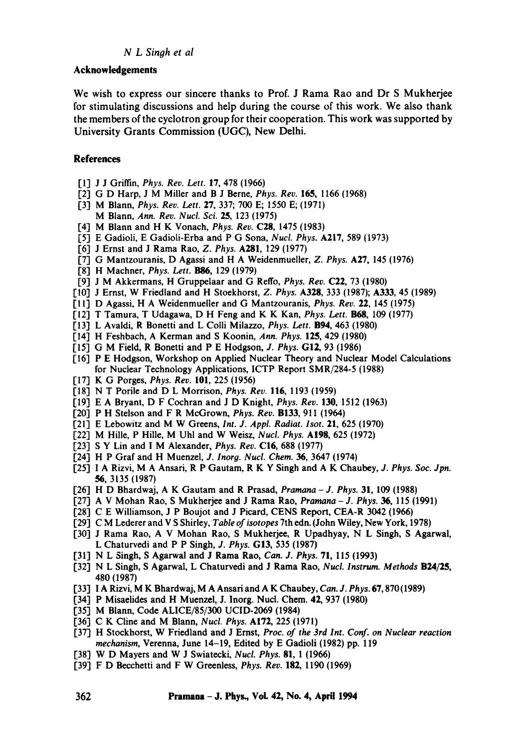## Acknowledgements

We wish to express our sincere thanks to Prof. J Rama Rao and Dr S Mukherjee for stimulating discussions and help during the course of this work. We also thank the members of the cyclotron group for their cooperation. This work was supported by University Grants Commission (UGC), New Delhi.

## References

[1] J J Griffin, *Phys. Rev. Lett.* **17**, 478 (1966)
[2] G D Harp, J M Miller and B J Berne, *Phys. Rev.* **165**, 1166 (1968)
[3] M Blann, *Phys. Rev. Lett.* **27**, 337; 700 E; 1550 E; (1971)
M Blann, *Ann. Rev. Nucl. Sci.* **25**, 123 (1975)
[4] M Blann and H K Vonach, *Phys. Rev.* **C28**, 1475 (1983)
[5] E Gadioli, E Gadioli-Erba and P G Sona, *Nucl. Phys.* **A217**, 589 (1973)
[6] J Ernst and J Rama Rao, *Z. Phys.* **A281**, 129 (1977)
[7] G Mantzouranis, D Agassi and H A Weidenmueller, *Z. Phys.* **A27**, 145 (1976)
[8] H Machner, *Phys. Lett.* **B86**, 129 (1979)
[9] J M Akkermans, H Gruppelaar and G Reffo, *Phys. Rev.* **C22**, 73 (1980)
[10] J Ernst, W Friedland and H Stoekhorst, *Z. Phys.* **A328**, 333 (1987); **A333**, 45 (1989)
[11] D Agassi, H A Weidenmueller and G Mantzouranis, *Phys. Rev.* **22**, 145 (1975)
[12] T Tamura, T Udagawa, D H Feng and K K Kan, *Phys. Lett.* **B68**, 109 (1977)
[13] L Avaldi, R Bonetti and L Colli Milazzo, *Phys. Lett.* **B94**, 463 (1980)
[14] H Feshbach, A Kerman and S Koonin, *Ann. Phys.* **125**, 429 (1980)
[15] G M Field, R Bonetti and P E Hodgson, *J. Phys.* **G12**, 93 (1986)
[16] P E Hodgson, Workshop on Applied Nuclear Theory and Nuclear Model Calculations for Nuclear Technology Applications, ICTP Report SMR/284-5 (1988)
[17] K G Porges, *Phys. Rev.* **101**, 225 (1956)
[18] N T Porile and D L Morrison, *Phys. Rev.* **116**, 1193 (1959)
[19] E A Bryant, D F Cochran and J D Knight, *Phys. Rev.* **130**, 1512 (1963)
[20] P H Stelson and F R McGrown, *Phys. Rev.* **B133**, 911 (1964)
[21] E Lebowitz and M W Greens, *Int. J. Appl. Radiat. Isot.* **21**, 625 (1970)
[22] M Hille, P Hille, M Uhl and W Weisz, *Nucl. Phys.* **A198**, 625 (1972)
[23] S Y Lin and I M Alexander, *Phys. Rev.* **C16**, 688 (1977)
[24] H P Graf and H Muenzel, *J. Inorg. Nucl. Chem.* **36**, 3647 (1974)
[25] I A Rizvi, M A Ansari, R P Gautam, R K Y Singh and A K Chaubey, *J. Phys. Soc. Jpn.* **56**, 3135 (1987)
[26] H D Bhardwaj, A K Gautam and R Prasad, *Pramana – J. Phys.* **31**, 109 (1988)
[27] A V Mohan Rao, S Mukherjee and J Rama Rao, *Pramana – J. Phys.* **36**, 115 (1991)
[28] C E Williamson, J P Boujot and J Picard, CENS Report, CEA-R 3042 (1966)
[29] C M Lederer and V S Shirley, *Table of isotopes* 7th edn. (John Wiley, New York, 1978)
[30] J Rama Rao, A V Mohan Rao, S Mukherjee, R Upadhyay, N L Singh, S Agarwal, L Chaturvedi and P P Singh, *J. Phys.* **G13**, 535 (1987)
[31] N L Singh, S Agarwal and J Rama Rao, *Can. J. Phys.* **71**, 115 (1993)
[32] N L Singh, S Agarwal, L Chaturvedi and J Rama Rao, *Nucl. Instrum. Methods* **B24/25**, 480 (1987)
[33] I A Rizvi, M K Bhardwaj, M A Ansari and A K Chaubey, *Can. J. Phys.* **67**, 870 (1989)
[34] P Misaelides and H Muenzel, J. Inorg. Nucl. Chem. **42**, 937 (1980)
[35] M Blann, Code ALICE/85/300 UCID-2069 (1984)
[36] C K Cline and M Blann, *Nucl. Phys.* **A172**, 225 (1971)
[37] H Stockhorst, W Friedland and J Ernst, *Proc. of the 3rd Int. Conf. on Nuclear reaction mechanism*, Verenna, June 14–19, Edited by E Gadioli (1982) pp. 119
[38] W D Mayers and W J Swiatecki, *Nucl. Phys.* **81**, 1 (1966)
[39] F D Becchetti and F W Greenless, *Phys. Rev.* **182**, 1190 (1969)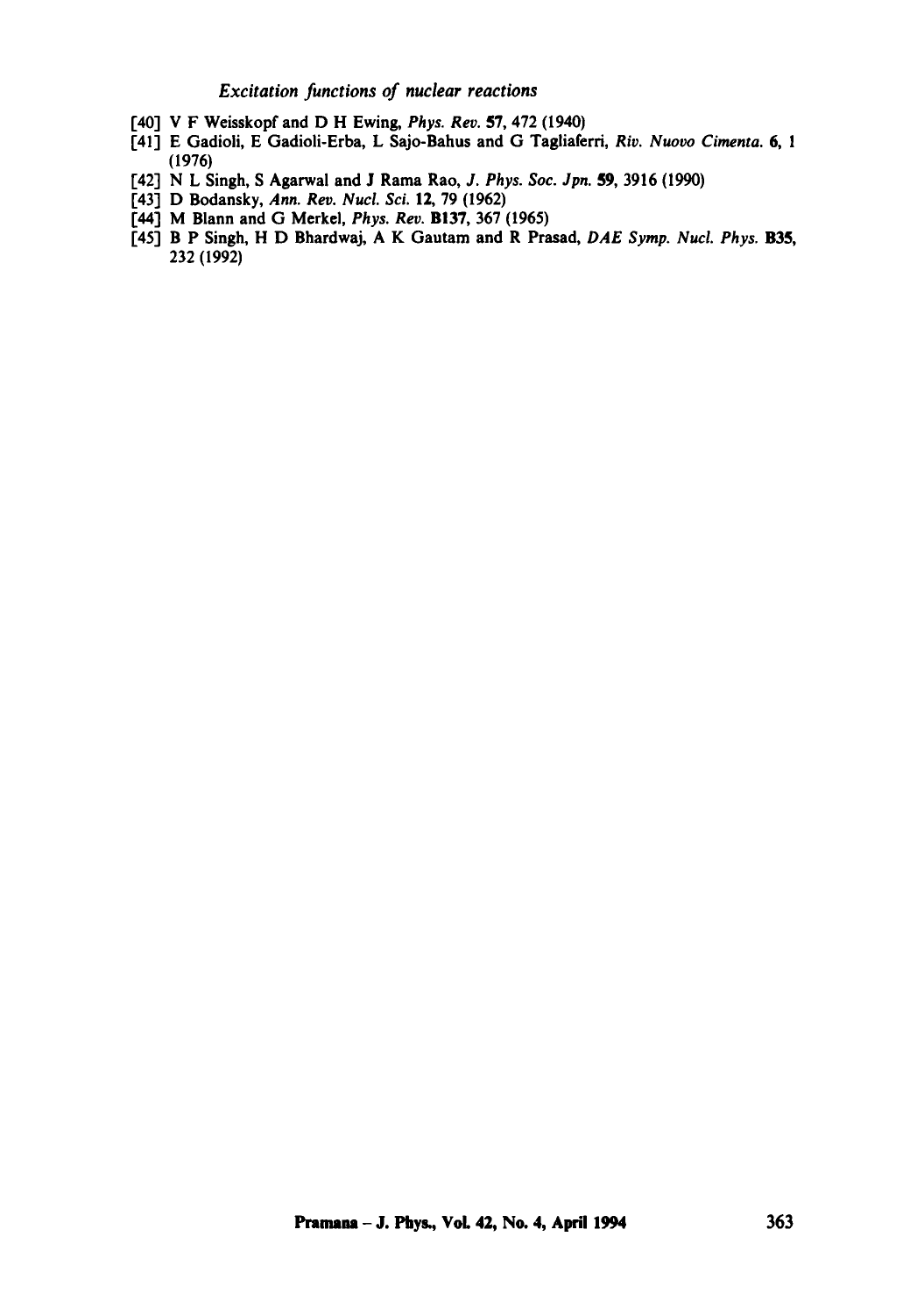[40] V F Weisskopf and D H Ewing, *Phys. Rev.* **57**, 472 (1940)

[41] E Gadioli, E Gadioli-Erba, L Sajo-Bahus and G Tagliaferri, *Riv. Nuovo Cimenta.* **6**, 1 (1976)

[42] N L Singh, S Agarwal and J Rama Rao, *J. Phys. Soc. Jpn.* **59**, 3916 (1990)

[43] D Bodansky, *Ann. Rev. Nucl. Sci.* **12**, 79 (1962)

[44] M Blann and G Merkel, *Phys. Rev.* **B137**, 367 (1965)

[45] B P Singh, H D Bhardwaj, A K Gautam and R Prasad, *DAE Symp. Nucl. Phys.* **B35**, 232 (1992)